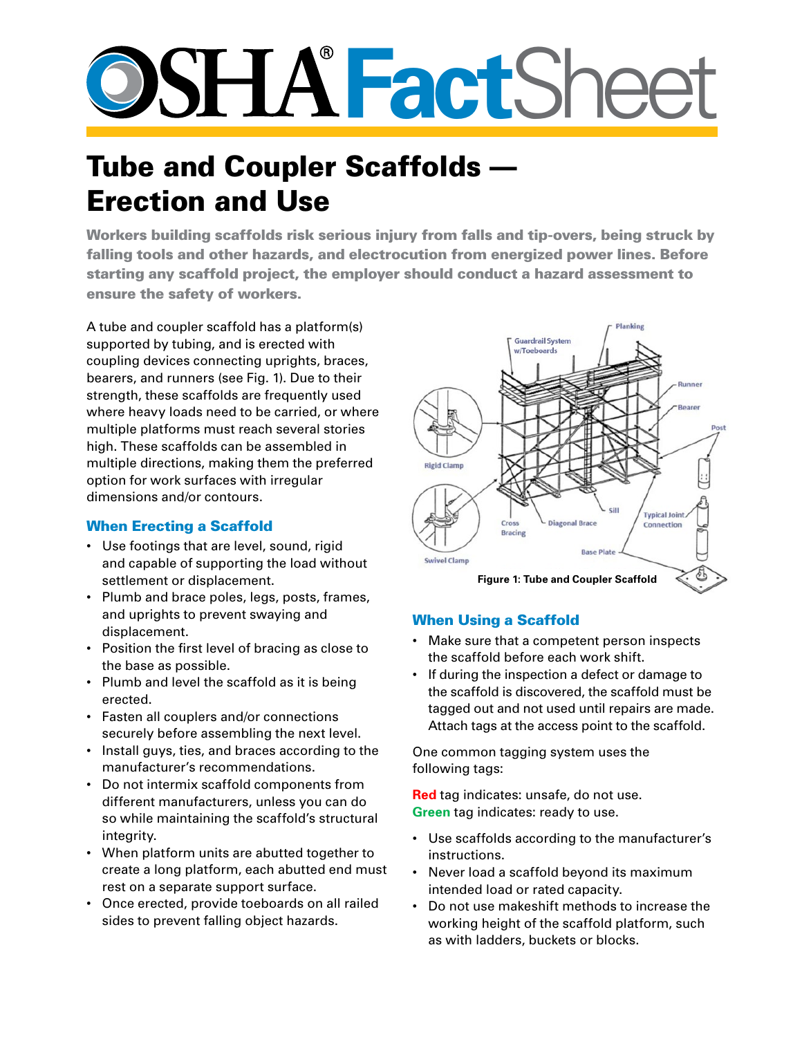# OSHA FactSheet

# Tube and Coupler Scaffolds — Erection and Use

**Workers building scaffolds risk serious injury from falls and tip-overs, being struck by falling tools and other hazards, and electrocution from energized power lines. Before starting any scaffold project, the employer should conduct a hazard assessment to ensure the safety of workers.**

A tube and coupler scaffold has a platform(s) supported by tubing, and is erected with coupling devices connecting uprights, braces, bearers, and runners (see Fig. 1). Due to their strength, these scaffolds are frequently used where heavy loads need to be carried, or where multiple platforms must reach several stories high. These scaffolds can be assembled in multiple directions, making them the preferred option for work surfaces with irregular dimensions and/or contours.

## When Erecting a Scaffold

- Use footings that are level, sound, rigid and capable of supporting the load without settlement or displacement.
- Plumb and brace poles, legs, posts, frames, and uprights to prevent swaying and displacement.
- Position the first level of bracing as close to the base as possible.
- Plumb and level the scaffold as it is being erected.
- Fasten all couplers and/or connections securely before assembling the next level.
- Install guys, ties, and braces according to the manufacturer's recommendations.
- Do not intermix scaffold components from different manufacturers, unless you can do so while maintaining the scaffold's structural integrity.
- When platform units are abutted together to create a long platform, each abutted end must rest on a separate support surface.
- Once erected, provide toeboards on all railed sides to prevent falling object hazards.

**Figure 1: Tube and Coupler Scaffold**

## When Using a Scaffold

- Make sure that a competent person inspects the scaffold before each work shift.
- If during the inspection a defect or damage to the scaffold is discovered, the scaffold must be tagged out and not used until repairs are made. Attach tags at the access point to the scaffold.

One common tagging system uses the following tags:

**Red** tag indicates: unsafe, do not use.
**Green** tag indicates: ready to use.

- Use scaffolds according to the manufacturer's instructions.
- Never load a scaffold beyond its maximum intended load or rated capacity.
- Do not use makeshift methods to increase the working height of the scaffold platform, such as with ladders, buckets or blocks.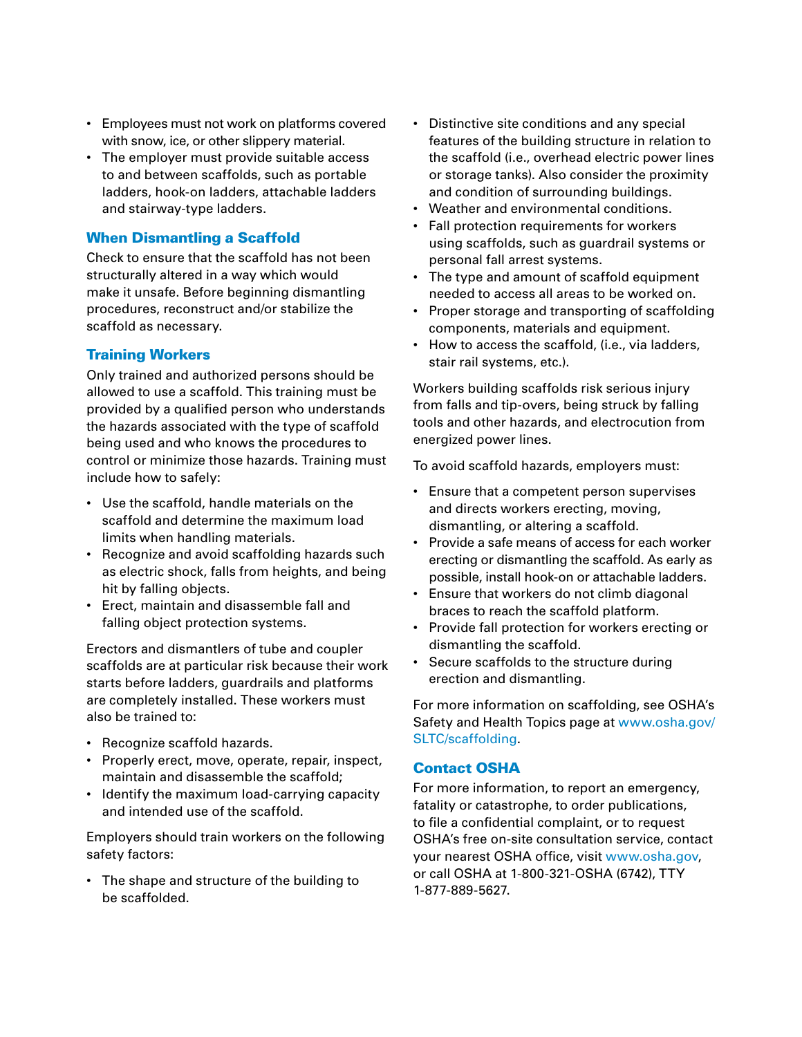- Employees must not work on platforms covered with snow, ice, or other slippery material.
- The employer must provide suitable access to and between scaffolds, such as portable ladders, hook-on ladders, attachable ladders and stairway-type ladders.

## When Dismantling a Scaffold

Check to ensure that the scaffold has not been structurally altered in a way which would make it unsafe. Before beginning dismantling procedures, reconstruct and/or stabilize the scaffold as necessary.

## Training Workers

Only trained and authorized persons should be allowed to use a scaffold. This training must be provided by a qualified person who understands the hazards associated with the type of scaffold being used and who knows the procedures to control or minimize those hazards. Training must include how to safely:

- Use the scaffold, handle materials on the scaffold and determine the maximum load limits when handling materials.
- Recognize and avoid scaffolding hazards such as electric shock, falls from heights, and being hit by falling objects.
- Erect, maintain and disassemble fall and falling object protection systems.

Erectors and dismantlers of tube and coupler scaffolds are at particular risk because their work starts before ladders, guardrails and platforms are completely installed. These workers must also be trained to:

- Recognize scaffold hazards.
- Properly erect, move, operate, repair, inspect, maintain and disassemble the scaffold;
- Identify the maximum load-carrying capacity and intended use of the scaffold.

Employers should train workers on the following safety factors:

- The shape and structure of the building to be scaffolded.
- Distinctive site conditions and any special features of the building structure in relation to the scaffold (i.e., overhead electric power lines or storage tanks). Also consider the proximity and condition of surrounding buildings.
- Weather and environmental conditions.
- Fall protection requirements for workers using scaffolds, such as guardrail systems or personal fall arrest systems.
- The type and amount of scaffold equipment needed to access all areas to be worked on.
- Proper storage and transporting of scaffolding components, materials and equipment.
- How to access the scaffold, (i.e., via ladders, stair rail systems, etc.).

Workers building scaffolds risk serious injury from falls and tip-overs, being struck by falling tools and other hazards, and electrocution from energized power lines.

To avoid scaffold hazards, employers must:

- Ensure that a competent person supervises and directs workers erecting, moving, dismantling, or altering a scaffold.
- Provide a safe means of access for each worker erecting or dismantling the scaffold. As early as possible, install hook-on or attachable ladders.
- Ensure that workers do not climb diagonal braces to reach the scaffold platform.
- Provide fall protection for workers erecting or dismantling the scaffold.
- Secure scaffolds to the structure during erection and dismantling.

For more information on scaffolding, see OSHA's Safety and Health Topics page at www.osha.gov/SLTC/scaffolding.

## Contact OSHA

For more information, to report an emergency, fatality or catastrophe, to order publications, to file a confidential complaint, or to request OSHA's free on-site consultation service, contact your nearest OSHA office, visit www.osha.gov, or call OSHA at 1-800-321-OSHA (6742), TTY 1-877-889-5627.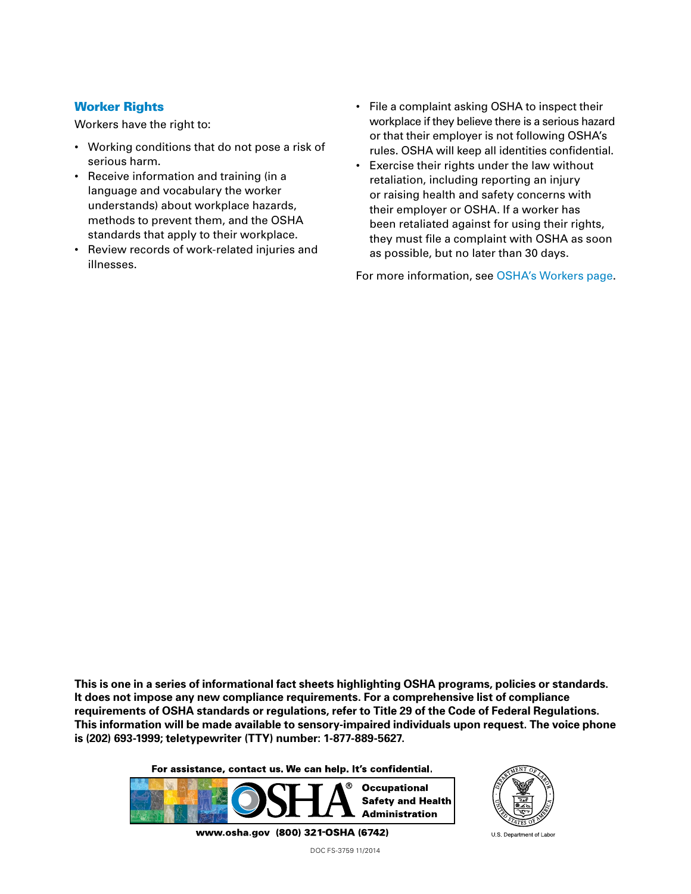## Worker Rights

Workers have the right to:

- Working conditions that do not pose a risk of serious harm.
- Receive information and training (in a language and vocabulary the worker understands) about workplace hazards, methods to prevent them, and the OSHA standards that apply to their workplace.
- Review records of work-related injuries and illnesses.
- File a complaint asking OSHA to inspect their workplace if they believe there is a serious hazard or that their employer is not following OSHA's rules. OSHA will keep all identities confidential.
- Exercise their rights under the law without retaliation, including reporting an injury or raising health and safety concerns with their employer or OSHA. If a worker has been retaliated against for using their rights, they must file a complaint with OSHA as soon as possible, but no later than 30 days.

For more information, see OSHA's Workers page.

**This is one in a series of informational fact sheets highlighting OSHA programs, policies or standards. It does not impose any new compliance requirements. For a comprehensive list of compliance requirements of OSHA standards or regulations, refer to Title 29 of the Code of Federal Regulations. This information will be made available to sensory-impaired individuals upon request. The voice phone is (202) 693-1999; teletypewriter (TTY) number: 1-877-889-5627.**

**For assistance, contact us. We can help. It's confidential.**

**OSHA® Occupational Safety and Health Administration**

**www.osha.gov (800) 321-OSHA (6742)**

U.S. Department of Labor

DOC FS-3759 11/2014